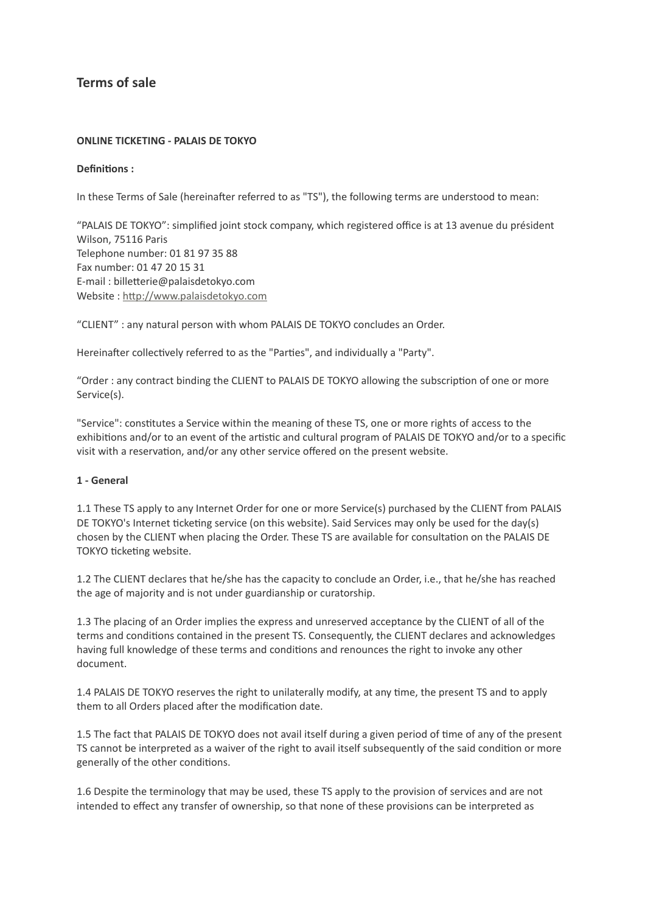# Terms of sale

**ONLINE TICKETING - PALAIS DE TOKYO**

**Definitions :**

In these Terms of Sale (hereinafter referred to as "TS"), the following terms are understood to mean:

"PALAIS DE TOKYO": simplified joint stock company, which registered office is at 13 avenue du président Wilson, 75116 Paris
Telephone number: 01 81 97 35 88
Fax number: 01 47 20 15 31
E-mail : billetterie@palaisdetokyo.com
Website : [http://www.palaisdetokyo.com](http://www.palaisdetokyo.com)

"CLIENT" : any natural person with whom PALAIS DE TOKYO concludes an Order.

Hereinafter collectively referred to as the "Parties", and individually a "Party".

"Order : any contract binding the CLIENT to PALAIS DE TOKYO allowing the subscription of one or more Service(s).

"Service": constitutes a Service within the meaning of these TS, one or more rights of access to the exhibitions and/or to an event of the artistic and cultural program of PALAIS DE TOKYO and/or to a specific visit with a reservation, and/or any other service offered on the present website.

**1 - General**

1.1 These TS apply to any Internet Order for one or more Service(s) purchased by the CLIENT from PALAIS DE TOKYO's Internet ticketing service (on this website). Said Services may only be used for the day(s) chosen by the CLIENT when placing the Order. These TS are available for consultation on the PALAIS DE TOKYO ticketing website.

1.2 The CLIENT declares that he/she has the capacity to conclude an Order, i.e., that he/she has reached the age of majority and is not under guardianship or curatorship.

1.3 The placing of an Order implies the express and unreserved acceptance by the CLIENT of all of the terms and conditions contained in the present TS. Consequently, the CLIENT declares and acknowledges having full knowledge of these terms and conditions and renounces the right to invoke any other document.

1.4 PALAIS DE TOKYO reserves the right to unilaterally modify, at any time, the present TS and to apply them to all Orders placed after the modification date.

1.5 The fact that PALAIS DE TOKYO does not avail itself during a given period of time of any of the present TS cannot be interpreted as a waiver of the right to avail itself subsequently of the said condition or more generally of the other conditions.

1.6 Despite the terminology that may be used, these TS apply to the provision of services and are not intended to effect any transfer of ownership, so that none of these provisions can be interpreted as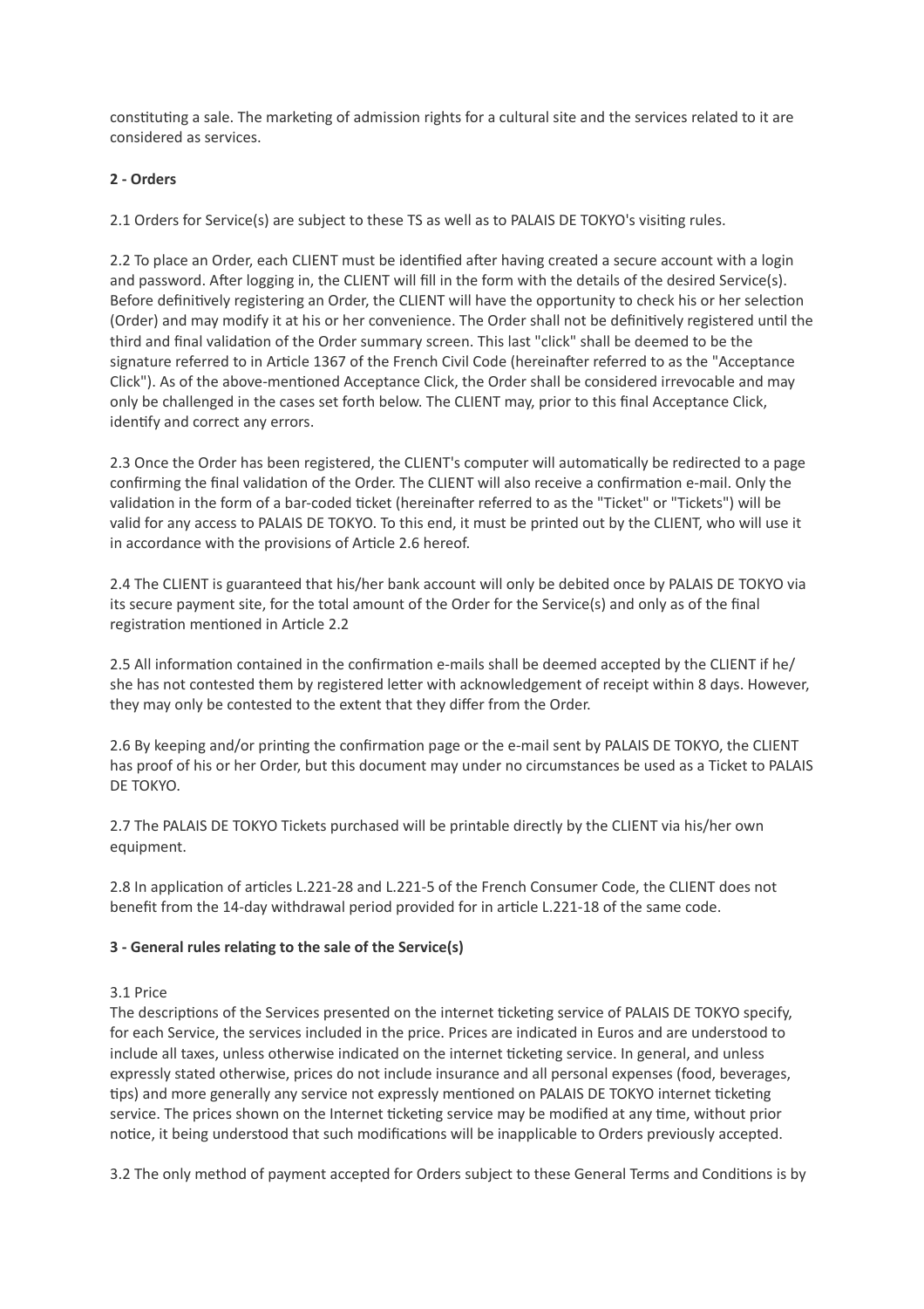constituting a sale. The marketing of admission rights for a cultural site and the services related to it are considered as services.

**2 - Orders**

2.1 Orders for Service(s) are subject to these TS as well as to PALAIS DE TOKYO's visiting rules.

2.2 To place an Order, each CLIENT must be identified after having created a secure account with a login and password. After logging in, the CLIENT will fill in the form with the details of the desired Service(s). Before definitively registering an Order, the CLIENT will have the opportunity to check his or her selection (Order) and may modify it at his or her convenience. The Order shall not be definitively registered until the third and final validation of the Order summary screen. This last "click" shall be deemed to be the signature referred to in Article 1367 of the French Civil Code (hereinafter referred to as the "Acceptance Click"). As of the above-mentioned Acceptance Click, the Order shall be considered irrevocable and may only be challenged in the cases set forth below. The CLIENT may, prior to this final Acceptance Click, identify and correct any errors.

2.3 Once the Order has been registered, the CLIENT's computer will automatically be redirected to a page confirming the final validation of the Order. The CLIENT will also receive a confirmation e-mail. Only the validation in the form of a bar-coded ticket (hereinafter referred to as the "Ticket" or "Tickets") will be valid for any access to PALAIS DE TOKYO. To this end, it must be printed out by the CLIENT, who will use it in accordance with the provisions of Article 2.6 hereof.

2.4 The CLIENT is guaranteed that his/her bank account will only be debited once by PALAIS DE TOKYO via its secure payment site, for the total amount of the Order for the Service(s) and only as of the final registration mentioned in Article 2.2

2.5 All information contained in the confirmation e-mails shall be deemed accepted by the CLIENT if he/she has not contested them by registered letter with acknowledgement of receipt within 8 days. However, they may only be contested to the extent that they differ from the Order.

2.6 By keeping and/or printing the confirmation page or the e-mail sent by PALAIS DE TOKYO, the CLIENT has proof of his or her Order, but this document may under no circumstances be used as a Ticket to PALAIS DE TOKYO.

2.7 The PALAIS DE TOKYO Tickets purchased will be printable directly by the CLIENT via his/her own equipment.

2.8 In application of articles L.221-28 and L.221-5 of the French Consumer Code, the CLIENT does not benefit from the 14-day withdrawal period provided for in article L.221-18 of the same code.

**3 - General rules relating to the sale of the Service(s)**

3.1 Price
The descriptions of the Services presented on the internet ticketing service of PALAIS DE TOKYO specify, for each Service, the services included in the price. Prices are indicated in Euros and are understood to include all taxes, unless otherwise indicated on the internet ticketing service. In general, and unless expressly stated otherwise, prices do not include insurance and all personal expenses (food, beverages, tips) and more generally any service not expressly mentioned on PALAIS DE TOKYO internet ticketing service. The prices shown on the Internet ticketing service may be modified at any time, without prior notice, it being understood that such modifications will be inapplicable to Orders previously accepted.

3.2 The only method of payment accepted for Orders subject to these General Terms and Conditions is by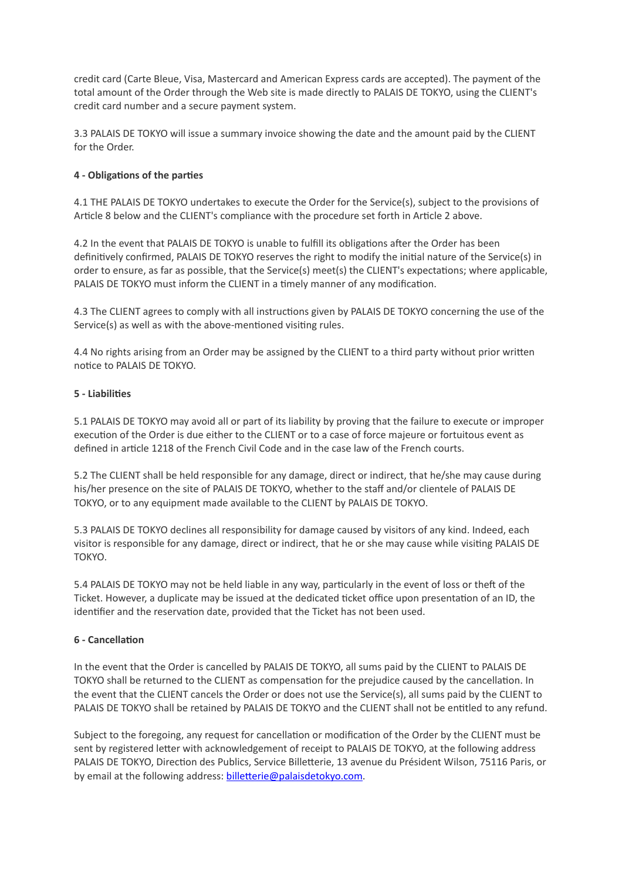credit card (Carte Bleue, Visa, Mastercard and American Express cards are accepted). The payment of the total amount of the Order through the Web site is made directly to PALAIS DE TOKYO, using the CLIENT's credit card number and a secure payment system.

3.3 PALAIS DE TOKYO will issue a summary invoice showing the date and the amount paid by the CLIENT for the Order.

**4 - Obligations of the parties**

4.1 THE PALAIS DE TOKYO undertakes to execute the Order for the Service(s), subject to the provisions of Article 8 below and the CLIENT's compliance with the procedure set forth in Article 2 above.

4.2 In the event that PALAIS DE TOKYO is unable to fulfill its obligations after the Order has been definitively confirmed, PALAIS DE TOKYO reserves the right to modify the initial nature of the Service(s) in order to ensure, as far as possible, that the Service(s) meet(s) the CLIENT's expectations; where applicable, PALAIS DE TOKYO must inform the CLIENT in a timely manner of any modification.

4.3 The CLIENT agrees to comply with all instructions given by PALAIS DE TOKYO concerning the use of the Service(s) as well as with the above-mentioned visiting rules.

4.4 No rights arising from an Order may be assigned by the CLIENT to a third party without prior written notice to PALAIS DE TOKYO.

**5 - Liabilities**

5.1 PALAIS DE TOKYO may avoid all or part of its liability by proving that the failure to execute or improper execution of the Order is due either to the CLIENT or to a case of force majeure or fortuitous event as defined in article 1218 of the French Civil Code and in the case law of the French courts.

5.2 The CLIENT shall be held responsible for any damage, direct or indirect, that he/she may cause during his/her presence on the site of PALAIS DE TOKYO, whether to the staff and/or clientele of PALAIS DE TOKYO, or to any equipment made available to the CLIENT by PALAIS DE TOKYO.

5.3 PALAIS DE TOKYO declines all responsibility for damage caused by visitors of any kind. Indeed, each visitor is responsible for any damage, direct or indirect, that he or she may cause while visiting PALAIS DE TOKYO.

5.4 PALAIS DE TOKYO may not be held liable in any way, particularly in the event of loss or theft of the Ticket. However, a duplicate may be issued at the dedicated ticket office upon presentation of an ID, the identifier and the reservation date, provided that the Ticket has not been used.

**6 - Cancellation**

In the event that the Order is cancelled by PALAIS DE TOKYO, all sums paid by the CLIENT to PALAIS DE TOKYO shall be returned to the CLIENT as compensation for the prejudice caused by the cancellation. In the event that the CLIENT cancels the Order or does not use the Service(s), all sums paid by the CLIENT to PALAIS DE TOKYO shall be retained by PALAIS DE TOKYO and the CLIENT shall not be entitled to any refund.

Subject to the foregoing, any request for cancellation or modification of the Order by the CLIENT must be sent by registered letter with acknowledgement of receipt to PALAIS DE TOKYO, at the following address PALAIS DE TOKYO, Direction des Publics, Service Billetterie, 13 avenue du Président Wilson, 75116 Paris, or by email at the following address: [billetterie@palaisdetokyo.com](mailto:billetterie@palaisdetokyo.com).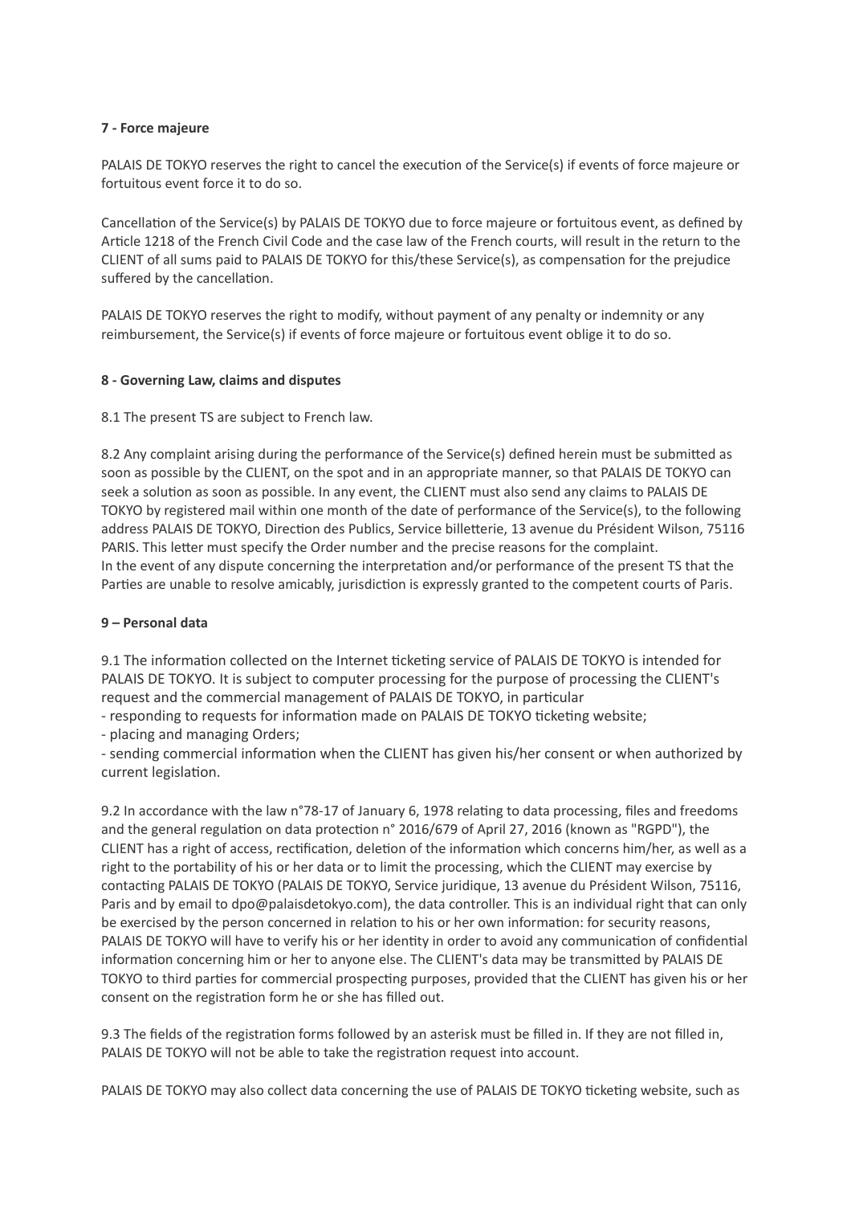**7 - Force majeure**

PALAIS DE TOKYO reserves the right to cancel the execution of the Service(s) if events of force majeure or fortuitous event force it to do so.

Cancellation of the Service(s) by PALAIS DE TOKYO due to force majeure or fortuitous event, as defined by Article 1218 of the French Civil Code and the case law of the French courts, will result in the return to the CLIENT of all sums paid to PALAIS DE TOKYO for this/these Service(s), as compensation for the prejudice suffered by the cancellation.

PALAIS DE TOKYO reserves the right to modify, without payment of any penalty or indemnity or any reimbursement, the Service(s) if events of force majeure or fortuitous event oblige it to do so.

**8 - Governing Law, claims and disputes**

8.1 The present TS are subject to French law.

8.2 Any complaint arising during the performance of the Service(s) defined herein must be submitted as soon as possible by the CLIENT, on the spot and in an appropriate manner, so that PALAIS DE TOKYO can seek a solution as soon as possible. In any event, the CLIENT must also send any claims to PALAIS DE TOKYO by registered mail within one month of the date of performance of the Service(s), to the following address PALAIS DE TOKYO, Direction des Publics, Service billetterie, 13 avenue du Président Wilson, 75116 PARIS. This letter must specify the Order number and the precise reasons for the complaint.
In the event of any dispute concerning the interpretation and/or performance of the present TS that the Parties are unable to resolve amicably, jurisdiction is expressly granted to the competent courts of Paris.

**9 – Personal data**

9.1 The information collected on the Internet ticketing service of PALAIS DE TOKYO is intended for PALAIS DE TOKYO. It is subject to computer processing for the purpose of processing the CLIENT's request and the commercial management of PALAIS DE TOKYO, in particular

- responding to requests for information made on PALAIS DE TOKYO ticketing website;
- placing and managing Orders;
- sending commercial information when the CLIENT has given his/her consent or when authorized by current legislation.

9.2 In accordance with the law n°78-17 of January 6, 1978 relating to data processing, files and freedoms and the general regulation on data protection n° 2016/679 of April 27, 2016 (known as "RGPD"), the CLIENT has a right of access, rectification, deletion of the information which concerns him/her, as well as a right to the portability of his or her data or to limit the processing, which the CLIENT may exercise by contacting PALAIS DE TOKYO (PALAIS DE TOKYO, Service juridique, 13 avenue du Président Wilson, 75116, Paris and by email to dpo@palaisdetokyo.com), the data controller. This is an individual right that can only be exercised by the person concerned in relation to his or her own information: for security reasons, PALAIS DE TOKYO will have to verify his or her identity in order to avoid any communication of confidential information concerning him or her to anyone else. The CLIENT's data may be transmitted by PALAIS DE TOKYO to third parties for commercial prospecting purposes, provided that the CLIENT has given his or her consent on the registration form he or she has filled out.

9.3 The fields of the registration forms followed by an asterisk must be filled in. If they are not filled in, PALAIS DE TOKYO will not be able to take the registration request into account.

PALAIS DE TOKYO may also collect data concerning the use of PALAIS DE TOKYO ticketing website, such as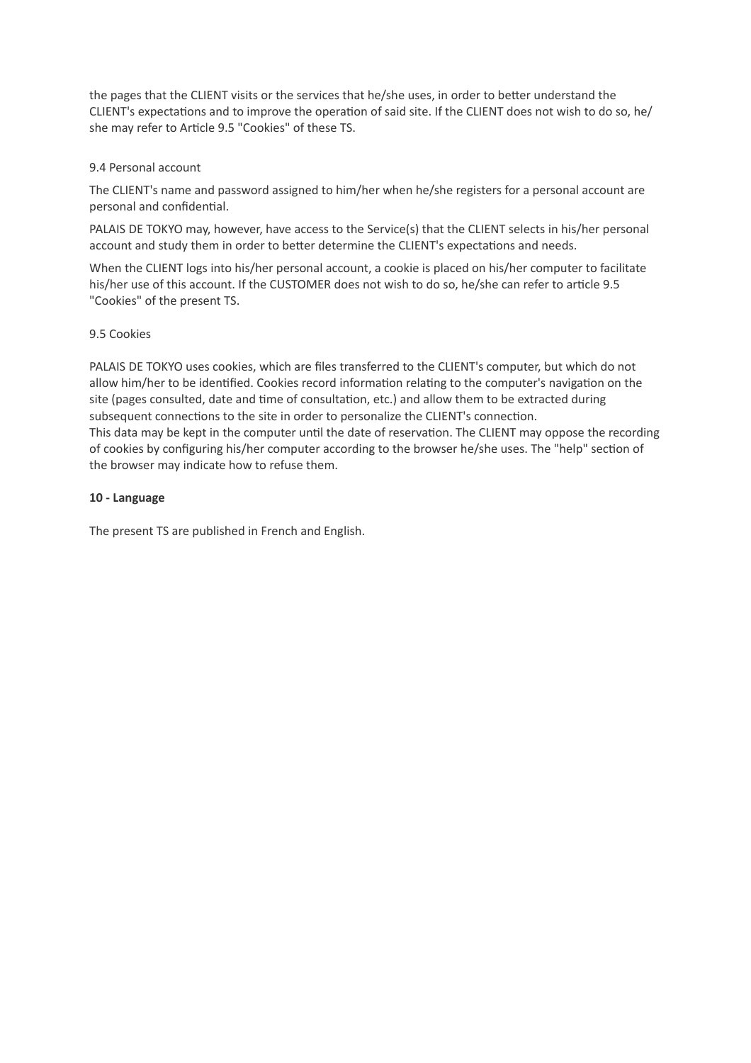the pages that the CLIENT visits or the services that he/she uses, in order to better understand the CLIENT's expectations and to improve the operation of said site. If the CLIENT does not wish to do so, he/she may refer to Article 9.5 "Cookies" of these TS.

9.4 Personal account

The CLIENT's name and password assigned to him/her when he/she registers for a personal account are personal and confidential.

PALAIS DE TOKYO may, however, have access to the Service(s) that the CLIENT selects in his/her personal account and study them in order to better determine the CLIENT's expectations and needs.

When the CLIENT logs into his/her personal account, a cookie is placed on his/her computer to facilitate his/her use of this account. If the CUSTOMER does not wish to do so, he/she can refer to article 9.5 "Cookies" of the present TS.

9.5 Cookies

PALAIS DE TOKYO uses cookies, which are files transferred to the CLIENT's computer, but which do not allow him/her to be identified. Cookies record information relating to the computer's navigation on the site (pages consulted, date and time of consultation, etc.) and allow them to be extracted during subsequent connections to the site in order to personalize the CLIENT's connection.
This data may be kept in the computer until the date of reservation. The CLIENT may oppose the recording of cookies by configuring his/her computer according to the browser he/she uses. The "help" section of the browser may indicate how to refuse them.

**10 - Language**

The present TS are published in French and English.